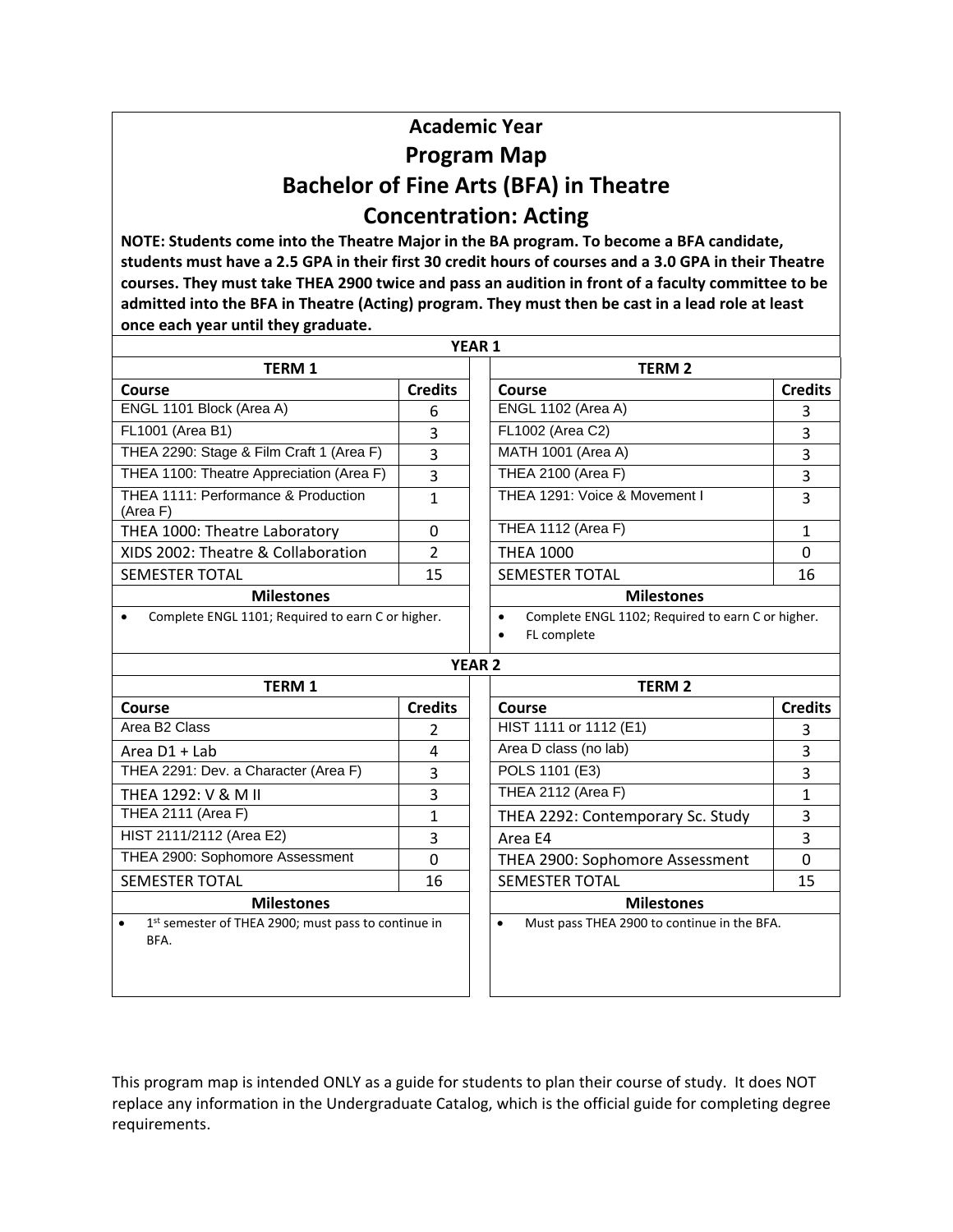# Academic Year

# Program Map

# Bachelor of Fine Arts (BFA) in Theatre

# Concentration: Acting

**NOTE: Students come into the Theatre Major in the BA program. To become a BFA candidate, students must have a 2.5 GPA in their first 30 credit hours of courses and a 3.0 GPA in their Theatre courses. They must take THEA 2900 twice and pass an audition in front of a faculty committee to be admitted into the BFA in Theatre (Acting) program. They must then be cast in a lead role at least once each year until they graduate.**

## YEAR 1

| TERM 1 | | | TERM 2 | |
|---|---|---|---|---|
| **Course** | **Credits** | | **Course** | **Credits** |
| ENGL 1101 Block (Area A) | 6 | | ENGL 1102 (Area A) | 3 |
| FL1001 (Area B1) | 3 | | FL1002 (Area C2) | 3 |
| THEA 2290: Stage & Film Craft 1 (Area F) | 3 | | MATH 1001 (Area A) | 3 |
| THEA 1100: Theatre Appreciation (Area F) | 3 | | THEA 2100 (Area F) | 3 |
| THEA 1111: Performance & Production (Area F) | 1 | | THEA 1291: Voice & Movement I | 3 |
| THEA 1000: Theatre Laboratory | 0 | | THEA 1112 (Area F) | 1 |
| XIDS 2002: Theatre & Collaboration | 2 | | THEA 1000 | 0 |
| SEMESTER TOTAL | 15 | | SEMESTER TOTAL | 16 |
| **Milestones** | | | **Milestones** | |
| • Complete ENGL 1101; Required to earn C or higher. | | | • Complete ENGL 1102; Required to earn C or higher.<br>• FL complete | |

## YEAR 2

| TERM 1 | | | TERM 2 | |
|---|---|---|---|---|
| **Course** | **Credits** | | **Course** | **Credits** |
| Area B2 Class | 2 | | HIST 1111 or 1112 (E1) | 3 |
| Area D1 + Lab | 4 | | Area D class (no lab) | 3 |
| THEA 2291: Dev. a Character (Area F) | 3 | | POLS 1101 (E3) | 3 |
| THEA 1292: V & M II | 3 | | THEA 2112 (Area F) | 1 |
| THEA 2111 (Area F) | 1 | | THEA 2292: Contemporary Sc. Study | 3 |
| HIST 2111/2112 (Area E2) | 3 | | Area E4 | 3 |
| THEA 2900: Sophomore Assessment | 0 | | THEA 2900: Sophomore Assessment | 0 |
| SEMESTER TOTAL | 16 | | SEMESTER TOTAL | 15 |
| **Milestones** | | | **Milestones** | |
| • 1st semester of THEA 2900; must pass to continue in BFA. | | | • Must pass THEA 2900 to continue in the BFA. | |

This program map is intended ONLY as a guide for students to plan their course of study. It does NOT replace any information in the Undergraduate Catalog, which is the official guide for completing degree requirements.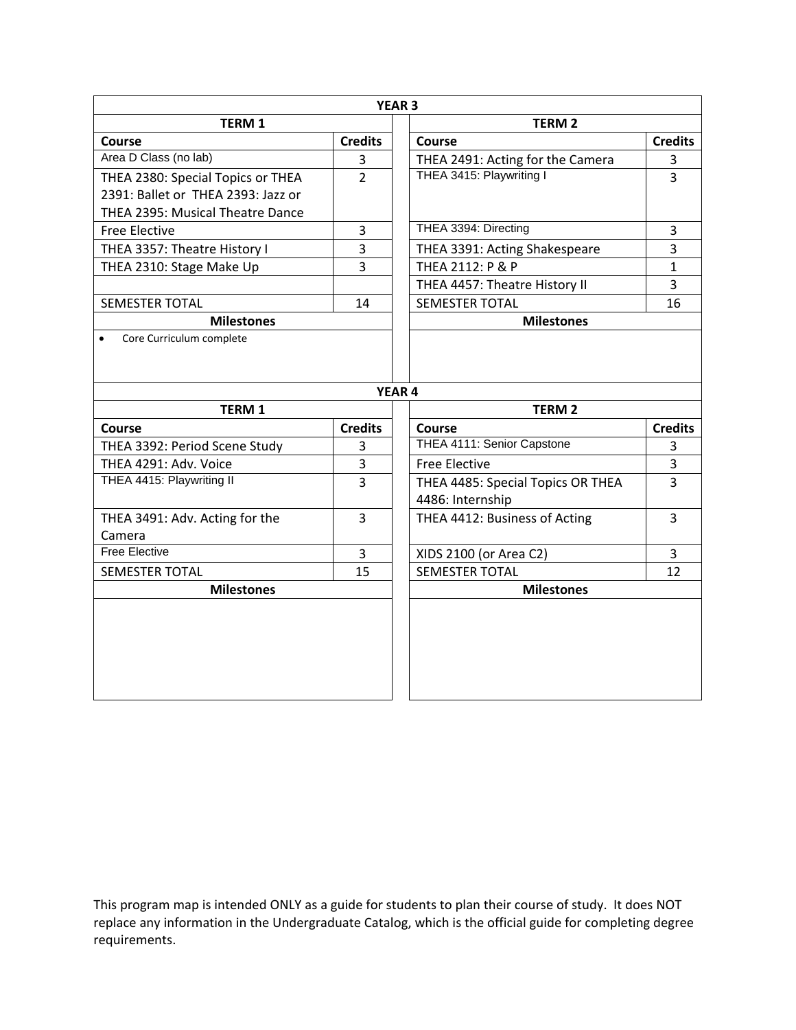## YEAR 3

| TERM 1 | | TERM 2 | |
|---|---|---|---|
| **Course** | **Credits** | **Course** | **Credits** |
| Area D Class (no lab) | 3 | THEA 2491: Acting for the Camera | 3 |
| THEA 2380: Special Topics or THEA 2391: Ballet or THEA 2393: Jazz or THEA 2395: Musical Theatre Dance | 2 | THEA 3415: Playwriting I | 3 |
| Free Elective | 3 | THEA 3394: Directing | 3 |
| THEA 3357: Theatre History I | 3 | THEA 3391: Acting Shakespeare | 3 |
| THEA 2310: Stage Make Up | 3 | THEA 2112: P & P | 1 |
| | | THEA 4457: Theatre History II | 3 |
| SEMESTER TOTAL | 14 | SEMESTER TOTAL | 16 |
| **Milestones** | | **Milestones** | |
| • Core Curriculum complete | | | |

## YEAR 4

| TERM 1 | | TERM 2 | |
|---|---|---|---|
| **Course** | **Credits** | **Course** | **Credits** |
| THEA 3392: Period Scene Study | 3 | THEA 4111: Senior Capstone | 3 |
| THEA 4291: Adv. Voice | 3 | Free Elective | 3 |
| THEA 4415: Playwriting II | 3 | THEA 4485: Special Topics OR THEA 4486: Internship | 3 |
| THEA 3491: Adv. Acting for the Camera | 3 | THEA 4412: Business of Acting | 3 |
| Free Elective | 3 | XIDS 2100 (or Area C2) | 3 |
| SEMESTER TOTAL | 15 | SEMESTER TOTAL | 12 |
| **Milestones** | | **Milestones** | |

This program map is intended ONLY as a guide for students to plan their course of study. It does NOT replace any information in the Undergraduate Catalog, which is the official guide for completing degree requirements.